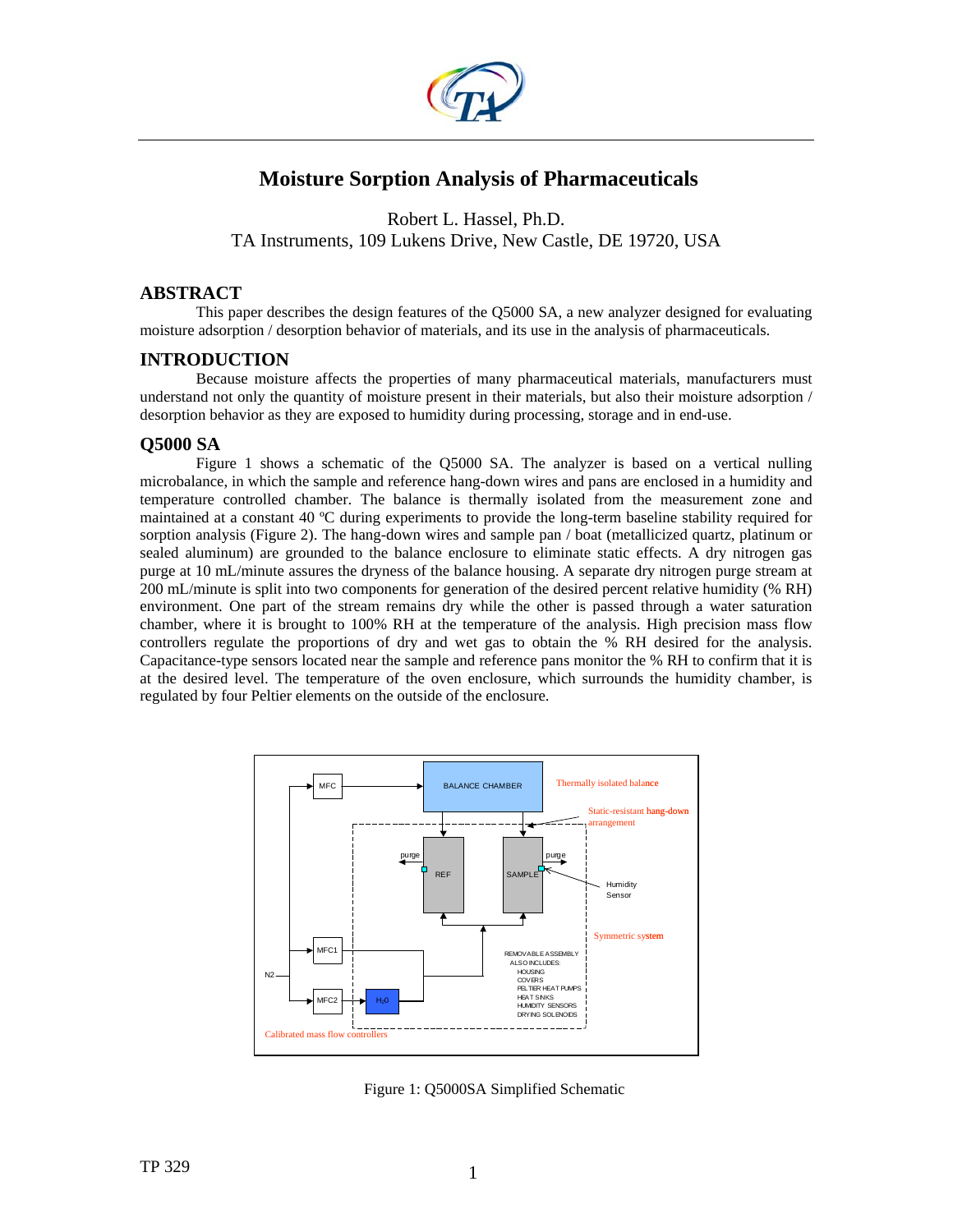# Moisture Sorption Analysis of Pharmaceuticals

Robert L. Hassel, Ph.D.
TA Instruments, 109 Lukens Drive, New Castle, DE 19720, USA

## ABSTRACT

This paper describes the design features of the Q5000 SA, a new analyzer designed for evaluating moisture adsorption / desorption behavior of materials, and its use in the analysis of pharmaceuticals.

## INTRODUCTION

Because moisture affects the properties of many pharmaceutical materials, manufacturers must understand not only the quantity of moisture present in their materials, but also their moisture adsorption / desorption behavior as they are exposed to humidity during processing, storage and end-use.

## Q5000 SA

Figure 1 shows a schematic of the Q5000 SA. The analyzer is based on a vertical nulling microbalance, in which the sample and reference hang-down wires and pans are enclosed in a humidity and temperature controlled chamber. The balance is thermally isolated from the measurement zone and maintained at a constant 40 ºC during experiments to provide the long-term baseline stability required for sorption analysis (Figure 2). The hang-down wires and sample pan / boat (metallicized quartz, platinum or sealed aluminum) are grounded to the balance enclosure to eliminate static effects. A dry nitrogen gas purge at 10 mL/minute assures the dryness of the balance housing. A separate dry nitrogen purge stream at 200 mL/minute is split into two components for generation of the desired percent relative humidity (% RH) environment. One part of the stream remains dry while the other is passed through a water saturation chamber, where it is brought to 100% RH at the temperature of the analysis. High precision mass flow controllers regulate the proportions of dry and wet gas to obtain the % RH desired for the analysis. Capacitance-type sensors located near the sample and reference pans monitor the % RH to confirm that it is at the desired level. The temperature of the oven enclosure, which surrounds the humidity chamber, is regulated by four Peltier elements on the outside of the enclosure.

Figure 1: Q5000SA Simplified Schematic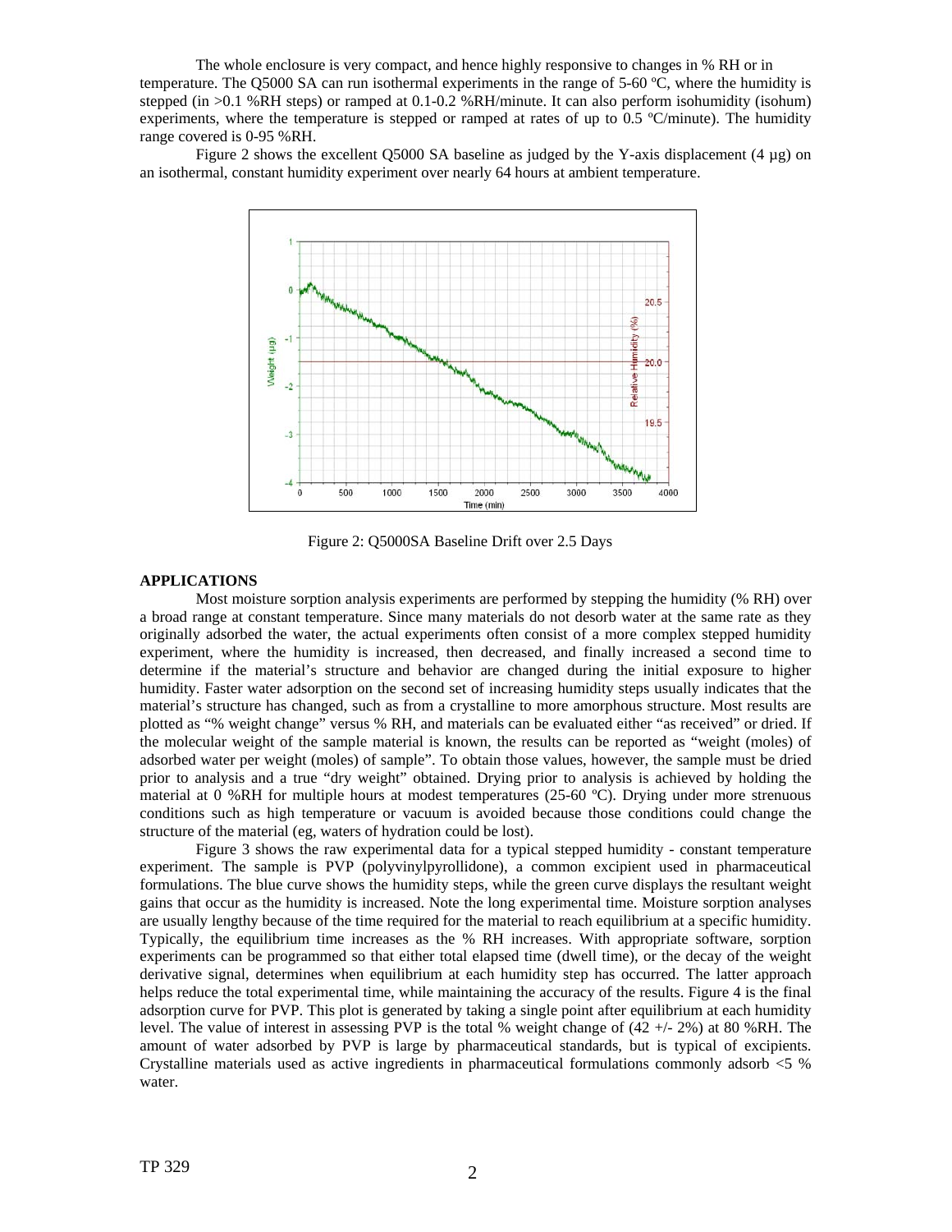The whole enclosure is very compact, and hence highly responsive to changes in % RH or in temperature. The Q5000 SA can run isothermal experiments in the range of 5-60 ºC, where the humidity is stepped (in >0.1 %RH steps) or ramped at 0.1-0.2 %RH/minute. It can also perform isohumidity (isohum) experiments, where the temperature is stepped or ramped at rates of up to 0.5 ºC/minute). The humidity range covered is 0-95 %RH.

Figure 2 shows the excellent Q5000 SA baseline as judged by the Y-axis displacement (4 µg) on an isothermal, constant humidity experiment over nearly 64 hours at ambient temperature.

Figure 2: Q5000SA Baseline Drift over 2.5 Days

**APPLICATIONS**

Most moisture sorption analysis experiments are performed by stepping the humidity (% RH) over a broad range at constant temperature. Since many materials do not desorb water at the same rate as they originally adsorbed the water, the actual experiments often consist of a more complex stepped humidity experiment, where the humidity is increased, then decreased, and finally increased a second time to determine if the material's structure and behavior are changed during the initial exposure to higher humidity. Faster water adsorption on the second set of increasing humidity steps usually indicates that the material's structure has changed, such as from a crystalline to more amorphous structure. Most results are plotted as "% weight change" versus % RH, and materials can be evaluated either "as received" or dried. If the molecular weight of the sample material is known, the results can be reported as "weight (moles) of adsorbed water per weight (moles) of sample". To obtain those values, however, the sample must be dried prior to analysis and a true "dry weight" obtained. Drying prior to analysis is achieved by holding the material at 0 %RH for multiple hours at modest temperatures (25-60 ºC). Drying under more strenuous conditions such as high temperature or vacuum is avoided because those conditions could change the structure of the material (eg, waters of hydration could be lost).

Figure 3 shows the raw experimental data for a typical stepped humidity - constant temperature experiment. The sample is PVP (polyvinylpyrollidone), a common excipient used in pharmaceutical formulations. The blue curve shows the humidity steps, while the green curve displays the resultant weight gains that occur as the humidity is increased. Note the long experimental time. Moisture sorption analyses are usually lengthy because of the time required for the material to reach equilibrium at a specific humidity. Typically, the equilibrium time increases as the % RH increases. With appropriate software, sorption experiments can be programmed so that either total elapsed time (dwell time), or the decay of the weight derivative signal, determines when equilibrium at each humidity step has occurred. The latter approach helps reduce the total experimental time, while maintaining the accuracy of the results. Figure 4 is the final adsorption curve for PVP. This plot is generated by taking a single point after equilibrium at each humidity level. The value of interest in assessing PVP is the total % weight change of (42 +/- 2%) at 80 %RH. The amount of water adsorbed by PVP is large by pharmaceutical standards, but is typical of excipients. Crystalline materials used as active ingredients in pharmaceutical formulations commonly adsorb <5 % water.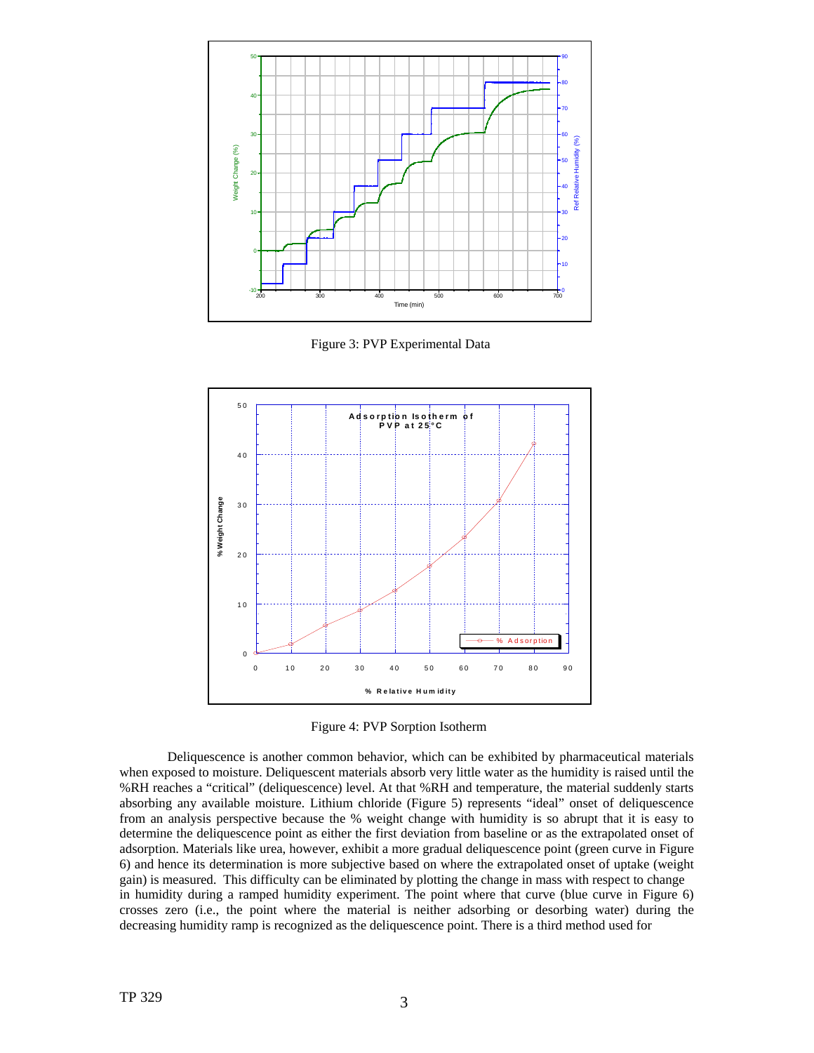Figure 3: PVP Experimental Data

Figure 4: PVP Sorption Isotherm

Deliquescence is another common behavior, which can be exhibited by pharmaceutical materials when exposed to moisture. Deliquescent materials absorb very little water as the humidity is raised until the %RH reaches a "critical" (deliquescence) level. At that %RH and temperature, the material suddenly starts absorbing any available moisture. Lithium chloride (Figure 5) represents "ideal" onset of deliquescence from an analysis perspective because the % weight change with humidity is so abrupt that it is easy to determine the deliquescence point as either the first deviation from baseline or as the extrapolated onset of adsorption. Materials like urea, however, exhibit a more gradual deliquescence point (green curve in Figure 6) and hence its determination is more subjective based on where the extrapolated onset of uptake (weight gain) is measured. This difficulty can be eliminated by plotting the change in mass with respect to change in humidity during a ramped humidity experiment. The point where that curve (blue curve in Figure 6) crosses zero (i.e., the point where the material is neither adsorbing or desorbing water) during the decreasing humidity ramp is recognized as the deliquescence point. There is a third method used for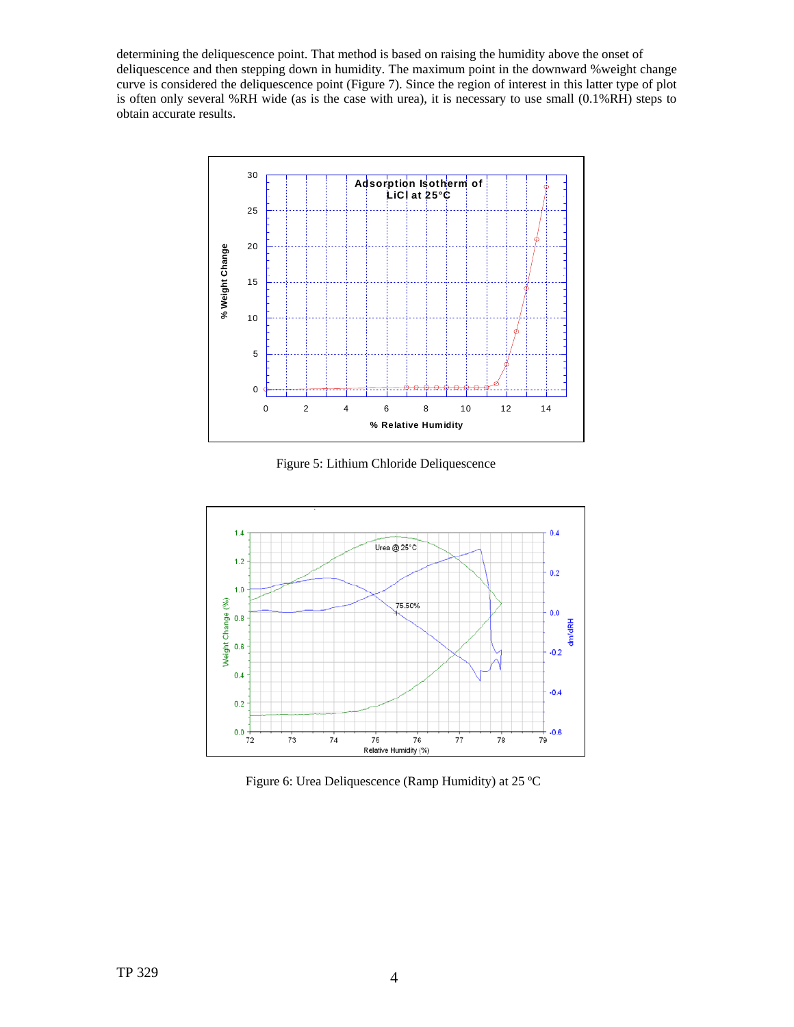determining the deliquescence point. That method is based on raising the humidity above the onset of deliquescence and then stepping down in humidity. The maximum point in the downward %weight change curve is considered the deliquescence point (Figure 7). Since the region of interest in this latter type of plot is often only several %RH wide (as is the case with urea), it is necessary to use small (0.1%RH) steps to obtain accurate results.

Figure 5: Lithium Chloride Deliquescence

Figure 6: Urea Deliquescence (Ramp Humidity) at 25 ºC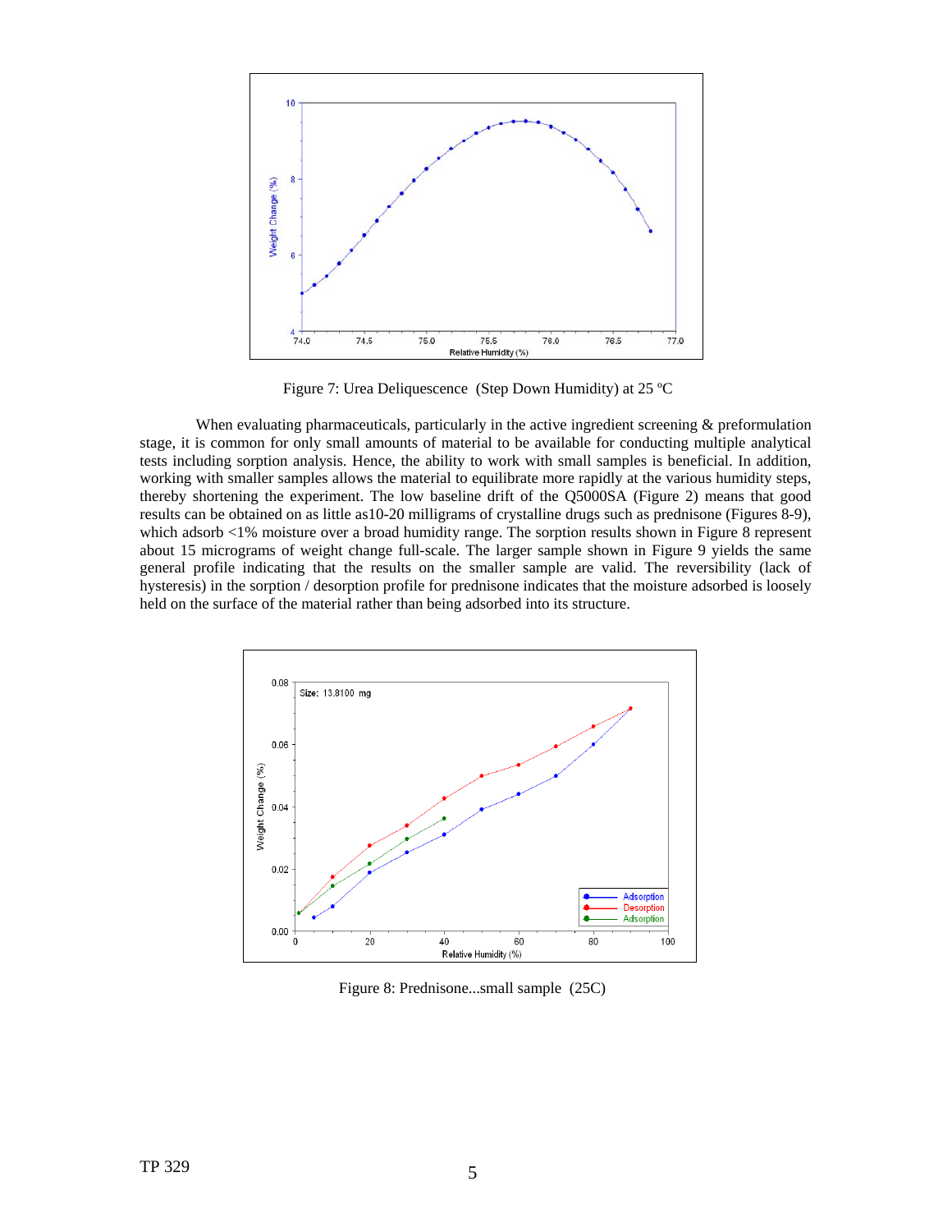Figure 7: Urea Deliquescence (Step Down Humidity) at 25 ºC

When evaluating pharmaceuticals, particularly in the active ingredient screening & preformulation stage, it is common for only small amounts of material to be available for conducting multiple analytical tests including sorption analysis. Hence, the ability to work with small samples is beneficial. In addition, working with smaller samples allows the material to equilibrate more rapidly at the various humidity steps, thereby shortening the experiment. The low baseline drift of the Q5000SA (Figure 2) means that good results can be obtained on as little as10-20 milligrams of crystalline drugs such as prednisone (Figures 8-9), which adsorb <1% moisture over a broad humidity range. The sorption results shown in Figure 8 represent about 15 micrograms of weight change full-scale. The larger sample shown in Figure 9 yields the same general profile indicating that the results on the smaller sample are valid. The reversibility (lack of hysteresis) in the sorption / desorption profile for prednisone indicates that the moisture adsorbed is loosely held on the surface of the material rather than being adsorbed into its structure.

Figure 8: Prednisone...small sample (25C)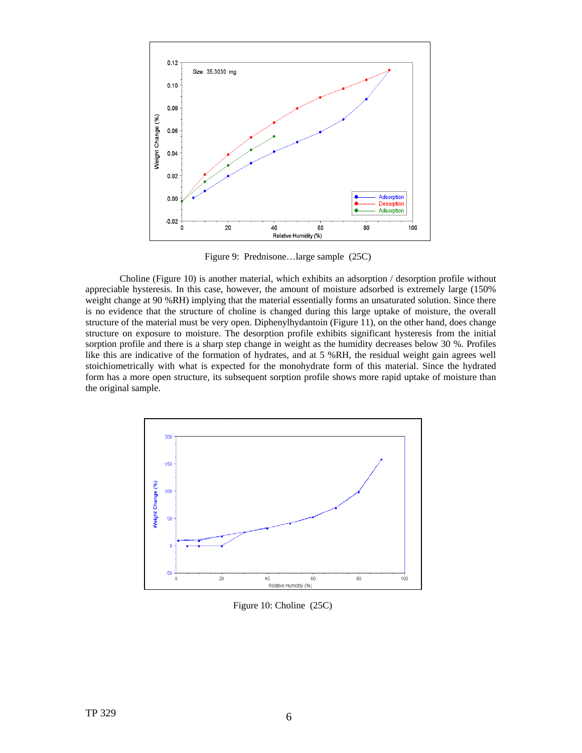Figure 9: Prednisone…large sample (25C)

Choline (Figure 10) is another material, which exhibits an adsorption / desorption profile without appreciable hysteresis. In this case, however, the amount of moisture adsorbed is extremely large (150% weight change at 90 %RH) implying that the material essentially forms an unsaturated solution. Since there is no evidence that the structure of choline is changed during this large uptake of moisture, the overall structure of the material must be very open. Diphenylhydantoin (Figure 11), on the other hand, does change structure on exposure to moisture. The desorption profile exhibits significant hysteresis from the initial sorption profile and there is a sharp step change in weight as the humidity decreases below 30 %. Profiles like this are indicative of the formation of hydrates, and at 5 %RH, the residual weight gain agrees well stoichiometrically with what is expected for the monohydrate form of this material. Since the hydrated form has a more open structure, its subsequent sorption profile shows more rapid uptake of moisture than the original sample.

Figure 10: Choline (25C)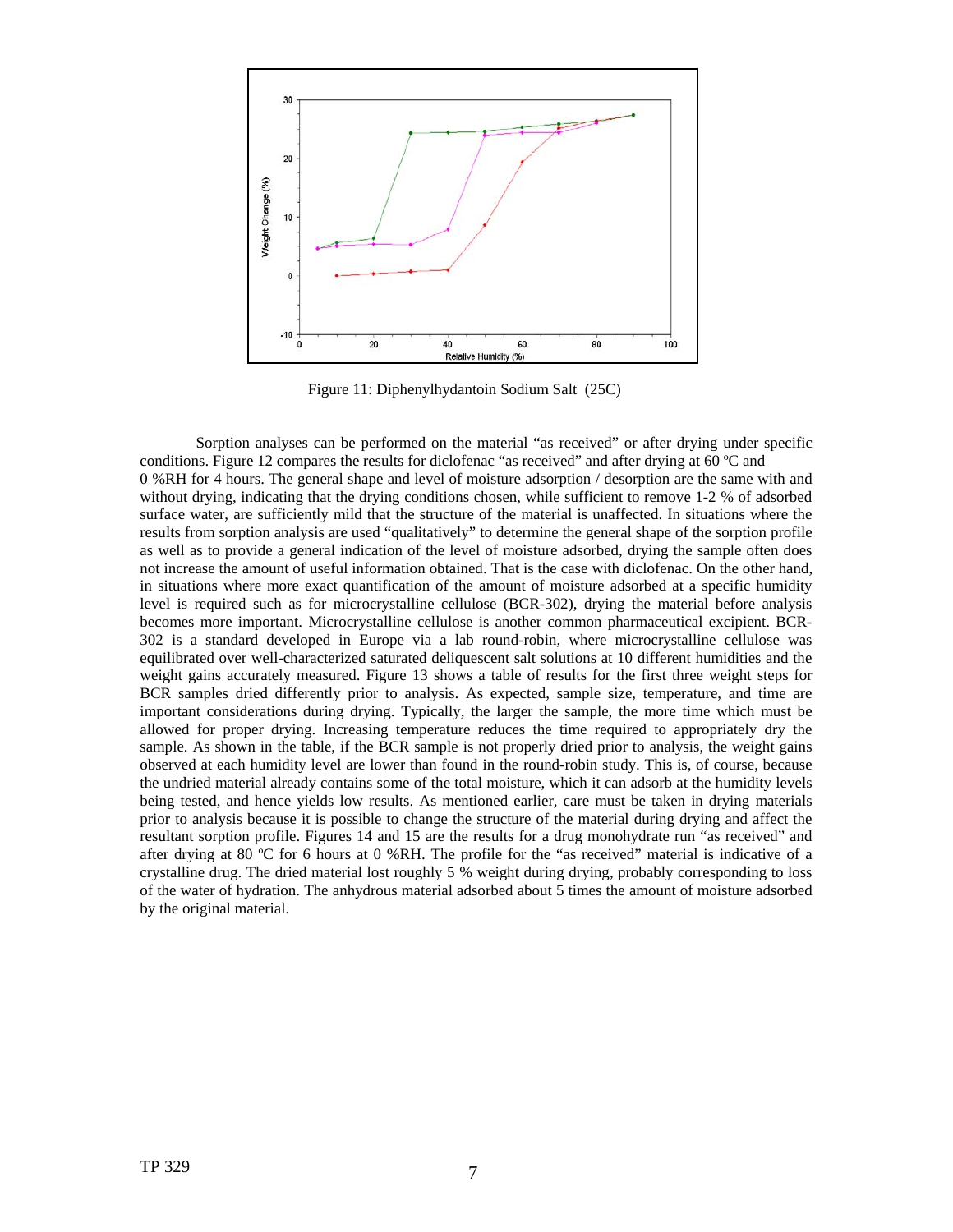Figure 11: Diphenylhydantoin Sodium Salt (25C)

Sorption analyses can be performed on the material "as received" or after drying under specific conditions. Figure 12 compares the results for diclofenac "as received" and after drying at 60 ºC and 0 %RH for 4 hours. The general shape and level of moisture adsorption / desorption are the same with and without drying, indicating that the drying conditions chosen, while sufficient to remove 1-2 % of adsorbed surface water, are sufficiently mild that the structure of the material is unaffected. In situations where the results from sorption analysis are used "qualitatively" to determine the general shape of the sorption profile as well as to provide a general indication of the level of moisture adsorbed, drying the sample often does not increase the amount of useful information obtained. That is the case with diclofenac. On the other hand, in situations where more exact quantification of the amount of moisture adsorbed at a specific humidity level is required such as for microcrystalline cellulose (BCR-302), drying the material before analysis becomes more important. Microcrystalline cellulose is another common pharmaceutical excipient. BCR-302 is a standard developed in Europe via a lab round-robin, where microcrystalline cellulose was equilibrated over well-characterized saturated deliquescent salt solutions at 10 different humidities and the weight gains accurately measured. Figure 13 shows a table of results for the first three weight steps for BCR samples dried differently prior to analysis. As expected, sample size, temperature, and time are important considerations during drying. Typically, the larger the sample, the more time which must be allowed for proper drying. Increasing temperature reduces the time required to appropriately dry the sample. As shown in the table, if the BCR sample is not properly dried prior to analysis, the weight gains observed at each humidity level are lower than found in the round-robin study. This is, of course, because the undried material already contains some of the total moisture, which it can adsorb at the humidity levels being tested, and hence yields low results. As mentioned earlier, care must be taken in drying materials prior to analysis because it is possible to change the structure of the material during drying and affect the resultant sorption profile. Figures 14 and 15 are the results for a drug monohydrate run "as received" and after drying at 80 ºC for 6 hours at 0 %RH. The profile for the "as received" material is indicative of a crystalline drug. The dried material lost roughly 5 % weight during drying, probably corresponding to loss of the water of hydration. The anhydrous material adsorbed about 5 times the amount of moisture adsorbed by the original material.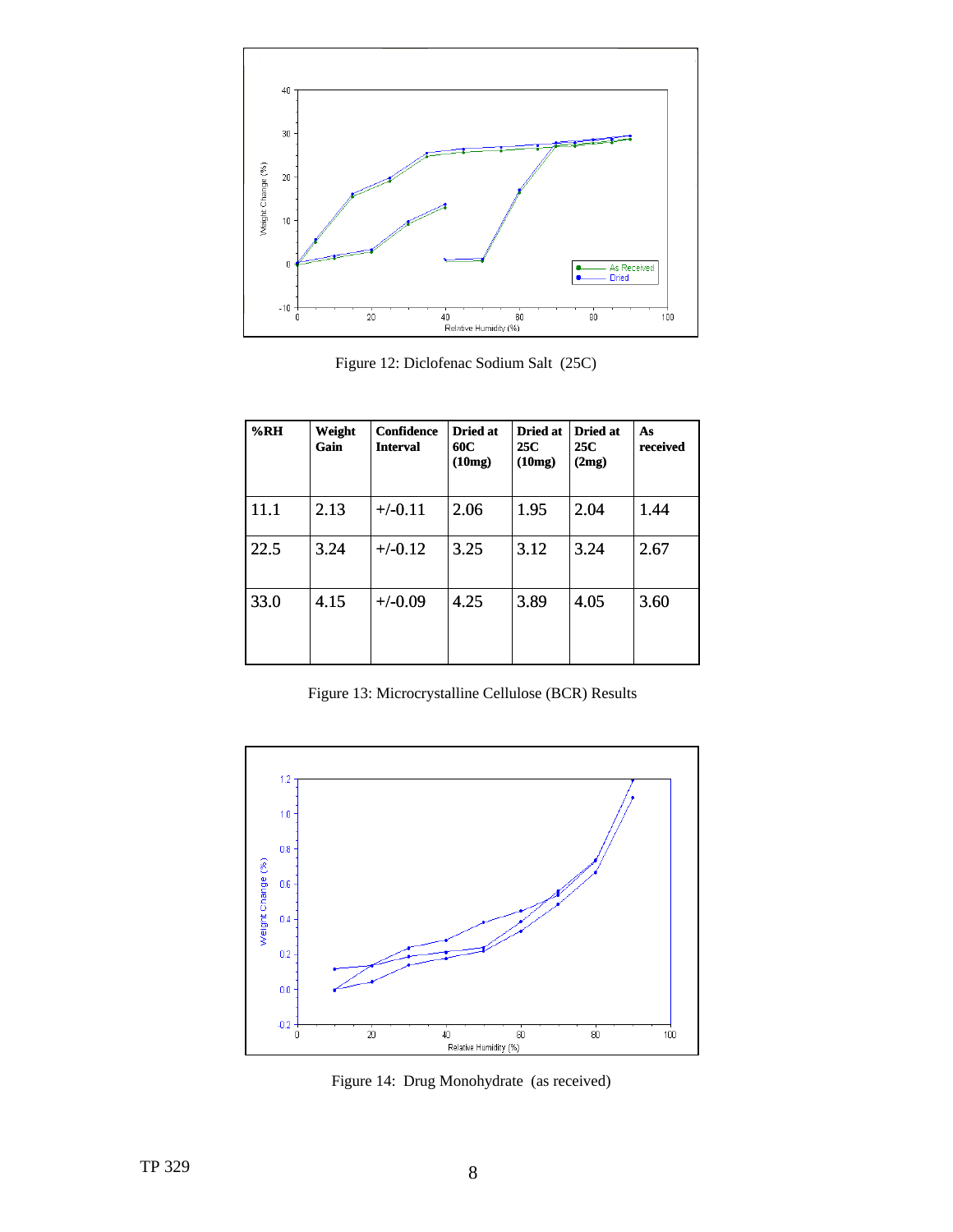Figure 12: Diclofenac Sodium Salt (25C)

| %RH | Weight Gain | Confidence Interval | Dried at 60C (10mg) | Dried at 25C (10mg) | Dried at 25C (2mg) | As received |
|---|---|---|---|---|---|---|
| 11.1 | 2.13 | +/-0.11 | 2.06 | 1.95 | 2.04 | 1.44 |
| 22.5 | 3.24 | +/-0.12 | 3.25 | 3.12 | 3.24 | 2.67 |
| 33.0 | 4.15 | +/-0.09 | 4.25 | 3.89 | 4.05 | 3.60 |

Figure 13: Microcrystalline Cellulose (BCR) Results

Figure 14: Drug Monohydrate (as received)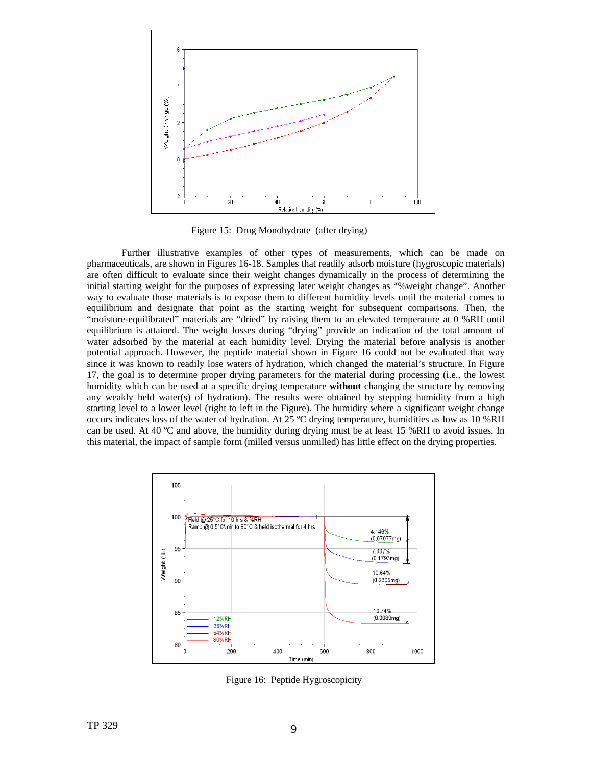Figure 15: Drug Monohydrate (after drying)

Further illustrative examples of other types of measurements, which can be made on pharmaceuticals, are shown in Figures 16-18. Samples that readily adsorb moisture (hygroscopic materials) are often difficult to evaluate since their weight changes dynamically in the process of determining the initial starting weight for the purposes of expressing later weight changes as "%weight change". Another way to evaluate those materials is to expose them to different humidity levels until the material comes to equilibrium and designate that point as the starting weight for subsequent comparisons. Then, the "moisture-equilibrated" materials are "dried" by raising them to an elevated temperature at 0 %RH until equilibrium is attained. The weight losses during "drying" provide an indication of the total amount of water adsorbed by the material at each humidity level. Drying the material before analysis is another potential approach. However, the peptide material shown in Figure 16 could not be evaluated that way since it was known to readily lose waters of hydration, which changed the material's structure. In Figure 17, the goal is to determine proper drying parameters for the material during processing (i.e., the lowest humidity which can be used at a specific drying temperature **without** changing the structure by removing any weakly held water(s) of hydration). The results were obtained by stepping humidity from a high starting level to a lower level (right to left in the Figure). The humidity where a significant weight change occurs indicates loss of the water of hydration. At 25 ºC drying temperature, humidities as low as 10 %RH can be used. At 40 ºC and above, the humidity during drying must be at least 15 %RH to avoid issues. In this material, the impact of sample form (milled versus unmilled) has little effect on the drying properties.

Figure 16: Peptide Hygroscopicity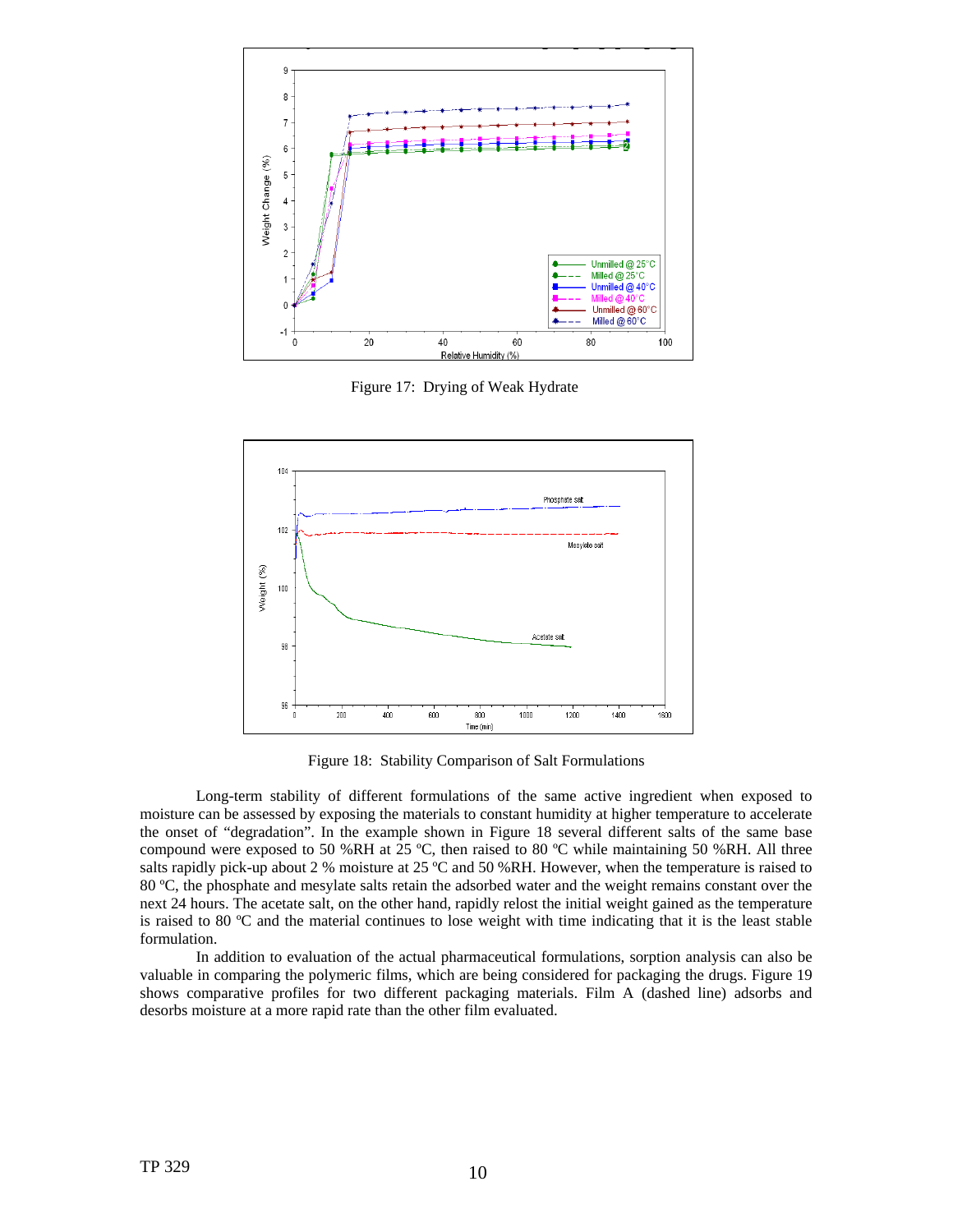Figure 17: Drying of Weak Hydrate

Figure 18: Stability Comparison of Salt Formulations

Long-term stability of different formulations of the same active ingredient when exposed to moisture can be assessed by exposing the materials to constant humidity at higher temperature to accelerate the onset of "degradation". In the example shown in Figure 18 several different salts of the same base compound were exposed to 50 %RH at 25 ºC, then raised to 80 ºC while maintaining 50 %RH. All three salts rapidly pick-up about 2 % moisture at 25 ºC and 50 %RH. However, when the temperature is raised to 80 ºC, the phosphate and mesylate salts retain the adsorbed water and the weight remains constant over the next 24 hours. The acetate salt, on the other hand, rapidly relost the initial weight gained as the temperature is raised to 80 ºC and the material continues to lose weight with time indicating that it is the least stable formulation.

In addition to evaluation of the actual pharmaceutical formulations, sorption analysis can also be valuable in comparing the polymeric films, which are being considered for packaging the drugs. Figure 19 shows comparative profiles for two different packaging materials. Film A (dashed line) adsorbs and desorbs moisture at a more rapid rate than the other film evaluated.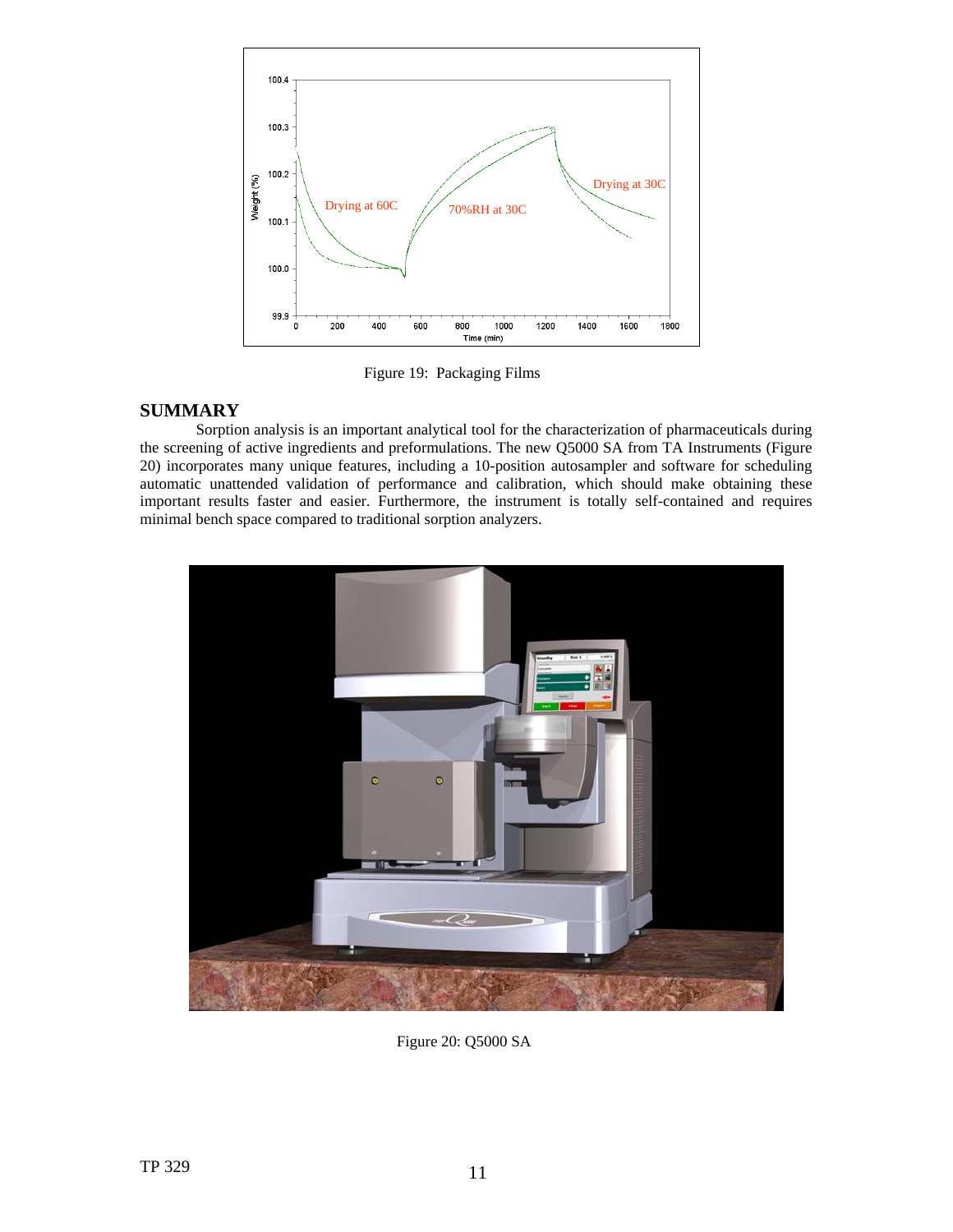Figure 19: Packaging Films

## SUMMARY

Sorption analysis is an important analytical tool for the characterization of pharmaceuticals during the screening of active ingredients and preformulations. The new Q5000 SA from TA Instruments (Figure 20) incorporates many unique features, including a 10-position autosampler and software for scheduling automatic unattended validation of performance and calibration, which should make obtaining these important results faster and easier. Furthermore, the instrument is totally self-contained and requires minimal bench space compared to traditional sorption analyzers.

Figure 20: Q5000 SA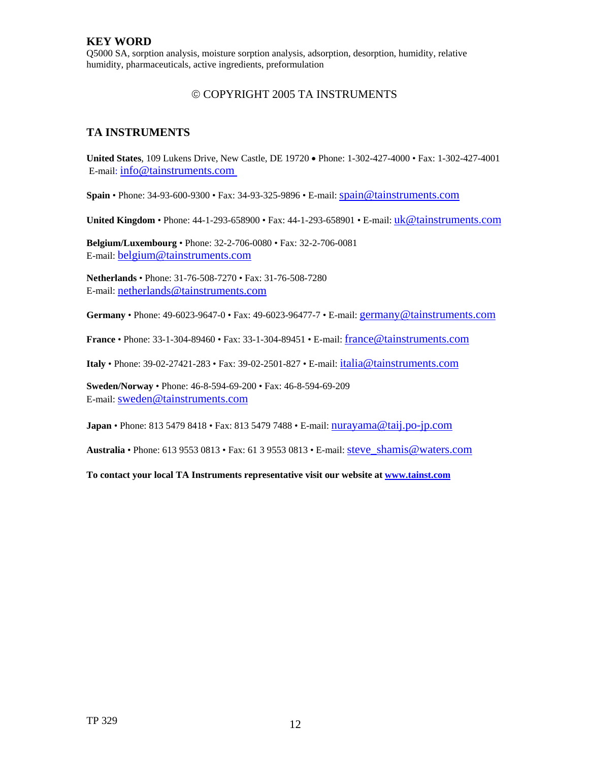## KEY WORD

Q5000 SA, sorption analysis, moisture sorption analysis, adsorption, desorption, humidity, relative humidity, pharmaceuticals, active ingredients, preformulation

© COPYRIGHT 2005 TA INSTRUMENTS

## TA INSTRUMENTS

**United States**, 109 Lukens Drive, New Castle, DE 19720 • Phone: 1-302-427-4000 • Fax: 1-302-427-4001
E-mail: info@tainstruments.com

**Spain** • Phone: 34-93-600-9300 • Fax: 34-93-325-9896 • E-mail: spain@tainstruments.com

**United Kingdom** • Phone: 44-1-293-658900 • Fax: 44-1-293-658901 • E-mail: uk@tainstruments.com

**Belgium/Luxembourg** • Phone: 32-2-706-0080 • Fax: 32-2-706-0081
E-mail: belgium@tainstruments.com

**Netherlands** • Phone: 31-76-508-7270 • Fax: 31-76-508-7280
E-mail: netherlands@tainstruments.com

**Germany** • Phone: 49-6023-9647-0 • Fax: 49-6023-96477-7 • E-mail: germany@tainstruments.com

**France** • Phone: 33-1-304-89460 • Fax: 33-1-304-89451 • E-mail: france@tainstruments.com

**Italy** • Phone: 39-02-27421-283 • Fax: 39-02-2501-827 • E-mail: italia@tainstruments.com

**Sweden/Norway** • Phone: 46-8-594-69-200 • Fax: 46-8-594-69-209
E-mail: sweden@tainstruments.com

**Japan** • Phone: 813 5479 8418 • Fax: 813 5479 7488 • E-mail: nurayama@taij.po-jp.com

**Australia** • Phone: 613 9553 0813 • Fax: 61 3 9553 0813 • E-mail: steve_shamis@waters.com

**To contact your local TA Instruments representative visit our website at www.tainst.com**

TP 329